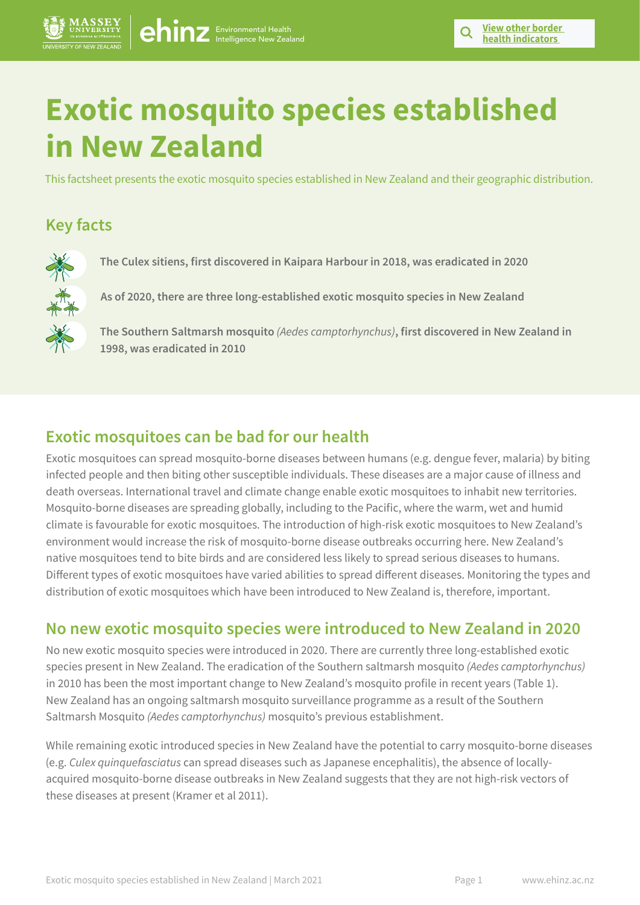# Exotic mosquito species established in New Zealand

This factsheet presents the exotic mosquito species established in New Zealand and their geographic distribution.

## Key facts

**The Culex sitiens, first discovered in Kaipara Harbour in 2018, was eradicated in 2020**

**As of 2020, there are three long-established exotic mosquito species in New Zealand**

**The Southern Saltmarsh mosquito** *(Aedes camptorhynchus)*, **first discovered in New Zealand in 1998, was eradicated in 2010**

## Exotic mosquitoes can be bad for our health

Exotic mosquitoes can spread mosquito-borne diseases between humans (e.g. dengue fever, malaria) by biting infected people and then biting other susceptible individuals. These diseases are a major cause of illness and death overseas. International travel and climate change enable exotic mosquitoes to inhabit new territories. Mosquito-borne diseases are spreading globally, including to the Pacific, where the warm, wet and humid climate is favourable for exotic mosquitoes. The introduction of high-risk exotic mosquitoes to New Zealand's environment would increase the risk of mosquito-borne disease outbreaks occurring here. New Zealand's native mosquitoes tend to bite birds and are considered less likely to spread serious diseases to humans. Different types of exotic mosquitoes have varied abilities to spread different diseases. Monitoring the types and distribution of exotic mosquitoes which have been introduced to New Zealand is, therefore, important.

## No new exotic mosquito species were introduced to New Zealand in 2020

No new exotic mosquito species were introduced in 2020. There are currently three long-established exotic species present in New Zealand. The eradication of the Southern saltmarsh mosquito *(Aedes camptorhynchus)* in 2010 has been the most important change to New Zealand's mosquito profile in recent years (Table 1). New Zealand has an ongoing saltmarsh mosquito surveillance programme as a result of the Southern Saltmarsh Mosquito *(Aedes camptorhynchus)* mosquito's previous establishment.

While remaining exotic introduced species in New Zealand have the potential to carry mosquito-borne diseases (e.g. *Culex quinquefasciatus* can spread diseases such as Japanese encephalitis), the absence of locally-acquired mosquito-borne disease outbreaks in New Zealand suggests that they are not high-risk vectors of these diseases at present (Kramer et al 2011).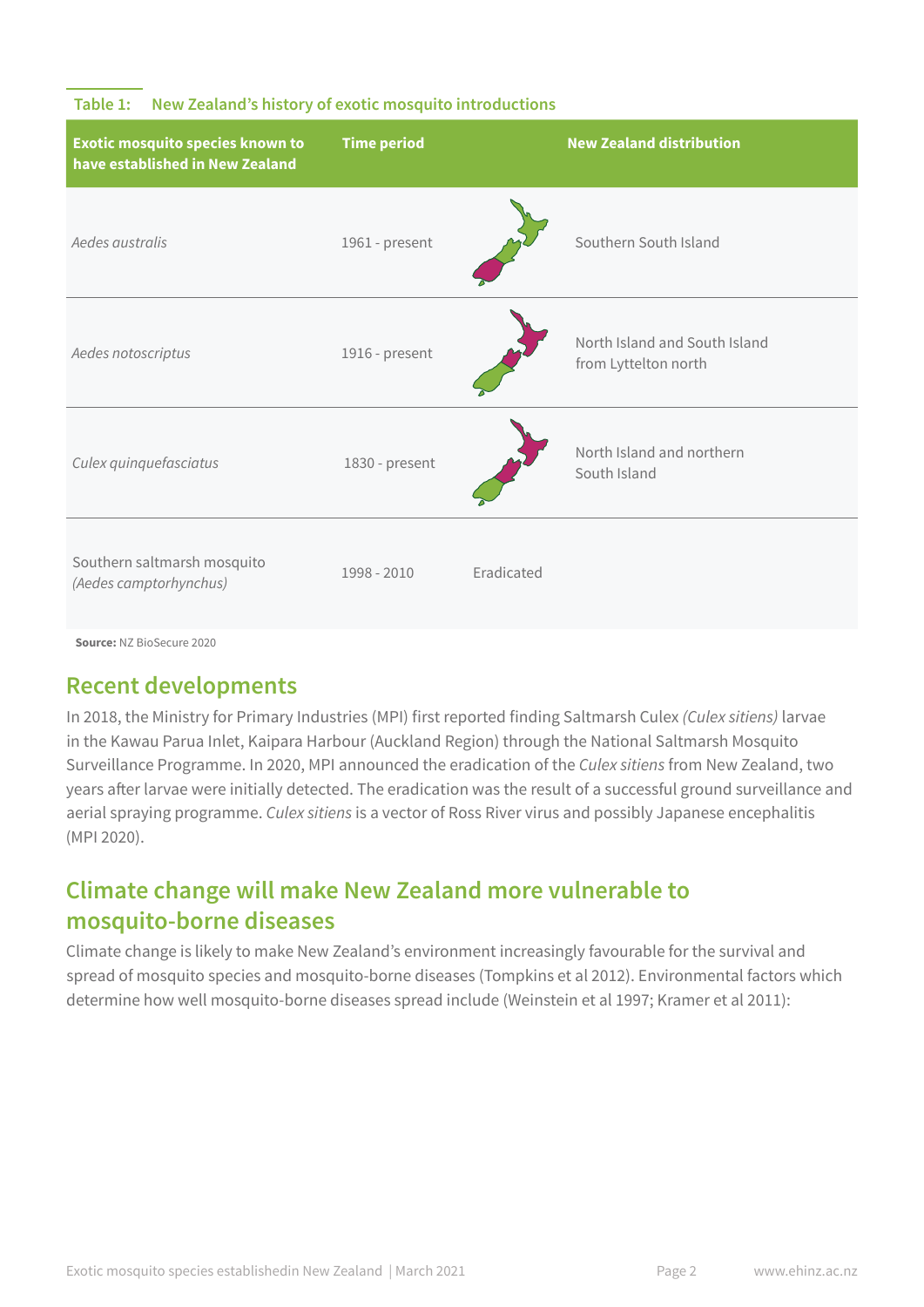**Table 1: New Zealand's history of exotic mosquito introductions**

| Exotic mosquito species known to have established in New Zealand | Time period | New Zealand distribution |
|---|---|---|
| *Aedes australis* | 1961 - present | Southern South Island |
| *Aedes notoscriptus* | 1916 - present | North Island and South Island from Lyttelton north |
| *Culex quinquefasciatus* | 1830 - present | North Island and northern South Island |
| Southern saltmarsh mosquito *(Aedes camptorhynchus)* | 1998 - 2010 | Eradicated |

**Source:** NZ BioSecure 2020

## Recent developments

In 2018, the Ministry for Primary Industries (MPI) first reported finding Saltmarsh Culex *(Culex sitiens)* larvae in the Kawau Parua Inlet, Kaipara Harbour (Auckland Region) through the National Saltmarsh Mosquito Surveillance Programme. In 2020, MPI announced the eradication of the *Culex sitiens* from New Zealand, two years after larvae were initially detected. The eradication was the result of a successful ground surveillance and aerial spraying programme. *Culex sitiens* is a vector of Ross River virus and possibly Japanese encephalitis (MPI 2020).

## Climate change will make New Zealand more vulnerable to mosquito-borne diseases

Climate change is likely to make New Zealand's environment increasingly favourable for the survival and spread of mosquito species and mosquito-borne diseases (Tompkins et al 2012). Environmental factors which determine how well mosquito-borne diseases spread include (Weinstein et al 1997; Kramer et al 2011):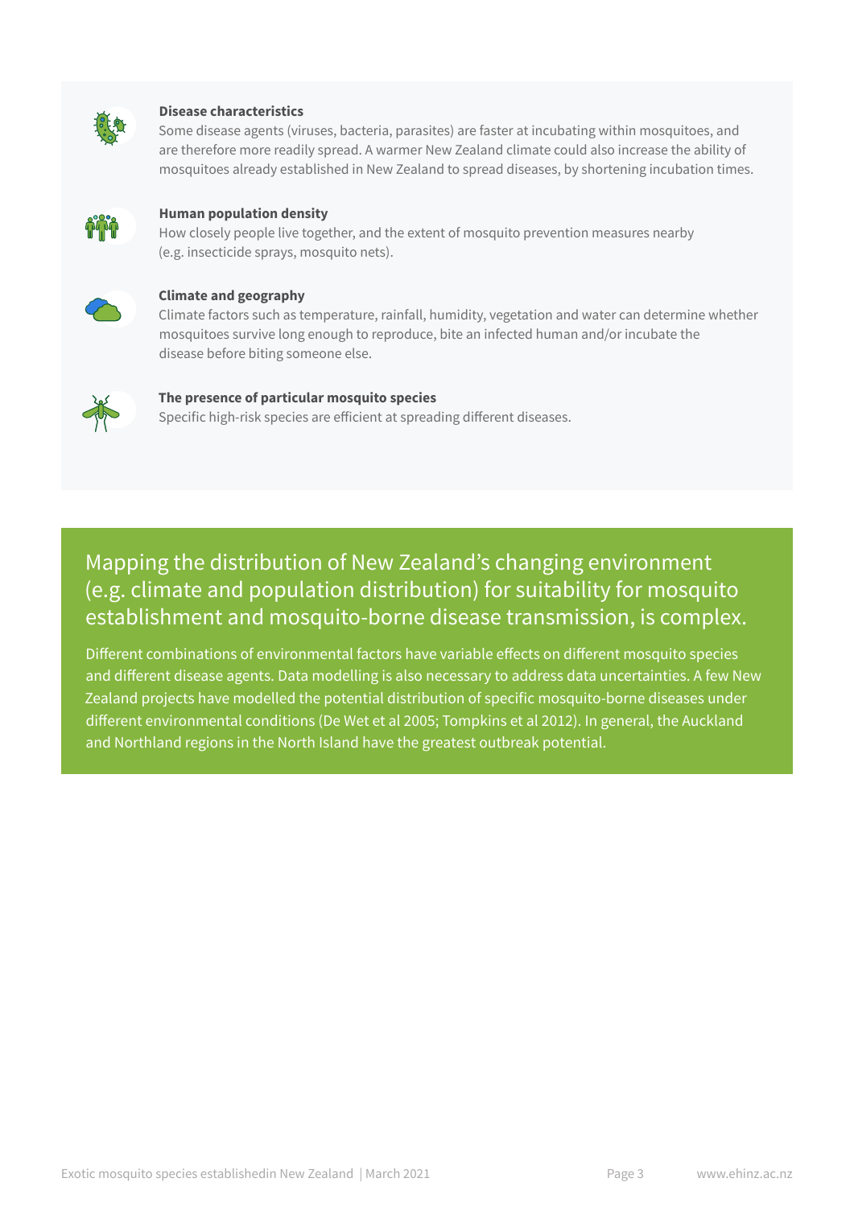**Disease characteristics**
Some disease agents (viruses, bacteria, parasites) are faster at incubating within mosquitoes, and are therefore more readily spread. A warmer New Zealand climate could also increase the ability of mosquitoes already established in New Zealand to spread diseases, by shortening incubation times.

**Human population density**
How closely people live together, and the extent of mosquito prevention measures nearby (e.g. insecticide sprays, mosquito nets).

**Climate and geography**
Climate factors such as temperature, rainfall, humidity, vegetation and water can determine whether mosquitoes survive long enough to reproduce, bite an infected human and/or incubate the disease before biting someone else.

**The presence of particular mosquito species**
Specific high-risk species are efficient at spreading different diseases.

## Mapping the distribution of New Zealand's changing environment (e.g. climate and population distribution) for suitability for mosquito establishment and mosquito-borne disease transmission, is complex.

Different combinations of environmental factors have variable effects on different mosquito species and different disease agents. Data modelling is also necessary to address data uncertainties. A few New Zealand projects have modelled the potential distribution of specific mosquito-borne diseases under different environmental conditions (De Wet et al 2005; Tompkins et al 2012). In general, the Auckland and Northland regions in the North Island have the greatest outbreak potential.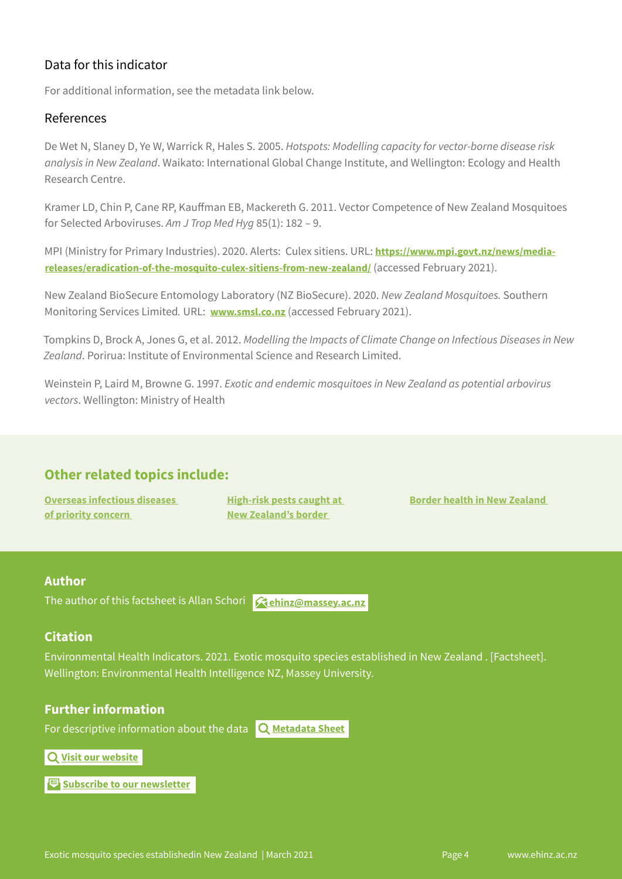## Data for this indicator

For additional information, see the metadata link below.

## References

De Wet N, Slaney D, Ye W, Warrick R, Hales S. 2005. *Hotspots: Modelling capacity for vector-borne disease risk analysis in New Zealand*. Waikato: International Global Change Institute, and Wellington: Ecology and Health Research Centre.

Kramer LD, Chin P, Cane RP, Kauffman EB, Mackereth G. 2011. Vector Competence of New Zealand Mosquitoes for Selected Arboviruses. *Am J Trop Med Hyg* 85(1): 182 – 9.

MPI (Ministry for Primary Industries). 2020. Alerts: Culex sitiens. URL: **https://www.mpi.govt.nz/news/media-releases/eradication-of-the-mosquito-culex-sitiens-from-new-zealand/** (accessed February 2021).

New Zealand BioSecure Entomology Laboratory (NZ BioSecure). 2020. *New Zealand Mosquitoes.* Southern Monitoring Services Limited. URL: **www.smsl.co.nz** (accessed February 2021).

Tompkins D, Brock A, Jones G, et al. 2012. *Modelling the Impacts of Climate Change on Infectious Diseases in New Zealand*. Porirua: Institute of Environmental Science and Research Limited.

Weinstein P, Laird M, Browne G. 1997. *Exotic and endemic mosquitoes in New Zealand as potential arbovirus vectors*. Wellington: Ministry of Health

## Other related topics include:

**Overseas infectious diseases of priority concern**

**High-risk pests caught at New Zealand's border**

**Border health in New Zealand**

### Author

The author of this factsheet is Allan Schori **ehinz@massey.ac.nz**

### Citation

Environmental Health Indicators. 2021. Exotic mosquito species established in New Zealand . [Factsheet]. Wellington: Environmental Health Intelligence NZ, Massey University.

### Further information

For descriptive information about the data **Metadata Sheet**

**Visit our website**

**Subscribe to our newsletter**